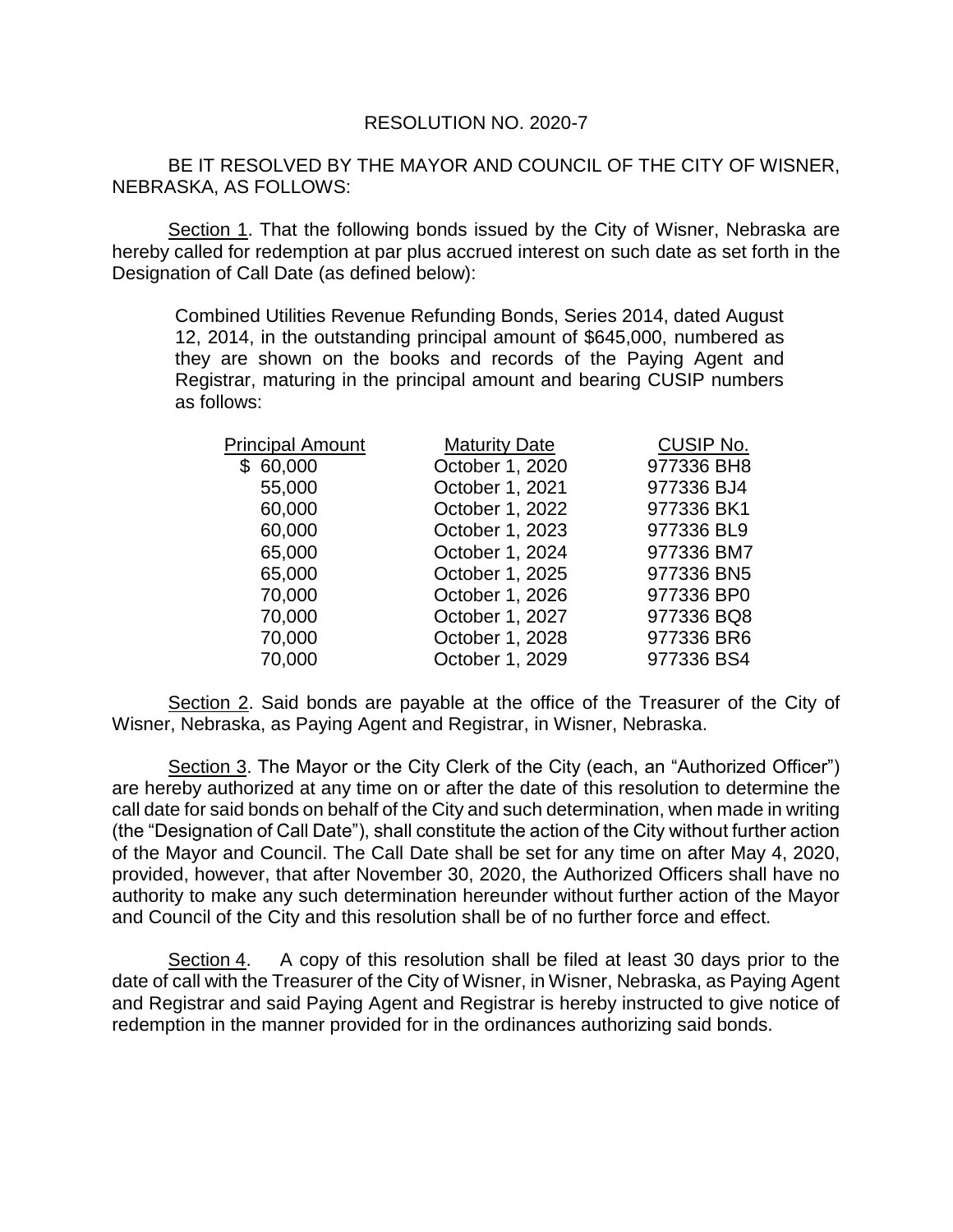RESOLUTION NO. 2020-7

BE IT RESOLVED BY THE MAYOR AND COUNCIL OF THE CITY OF WISNER, NEBRASKA, AS FOLLOWS:

Section 1. That the following bonds issued by the City of Wisner, Nebraska are hereby called for redemption at par plus accrued interest on such date as set forth in the Designation of Call Date (as defined below):

> Combined Utilities Revenue Refunding Bonds, Series 2014, dated August 12, 2014, in the outstanding principal amount of $645,000, numbered as they are shown on the books and records of the Paying Agent and Registrar, maturing in the principal amount and bearing CUSIP numbers as follows:

| Principal Amount | Maturity Date | CUSIP No. |
|---|---|---|
| $ 60,000 | October 1, 2020 | 977336 BH8 |
| 55,000 | October 1, 2021 | 977336 BJ4 |
| 60,000 | October 1, 2022 | 977336 BK1 |
| 60,000 | October 1, 2023 | 977336 BL9 |
| 65,000 | October 1, 2024 | 977336 BM7 |
| 65,000 | October 1, 2025 | 977336 BN5 |
| 70,000 | October 1, 2026 | 977336 BP0 |
| 70,000 | October 1, 2027 | 977336 BQ8 |
| 70,000 | October 1, 2028 | 977336 BR6 |
| 70,000 | October 1, 2029 | 977336 BS4 |

Section 2. Said bonds are payable at the office of the Treasurer of the City of Wisner, Nebraska, as Paying Agent and Registrar, in Wisner, Nebraska.

Section 3. The Mayor or the City Clerk of the City (each, an "Authorized Officer") are hereby authorized at any time on or after the date of this resolution to determine the call date for said bonds on behalf of the City and such determination, when made in writing (the "Designation of Call Date"), shall constitute the action of the City without further action of the Mayor and Council. The Call Date shall be set for any time on after May 4, 2020, provided, however, that after November 30, 2020, the Authorized Officers shall have no authority to make any such determination hereunder without further action of the Mayor and Council of the City and this resolution shall be of no further force and effect.

Section 4. A copy of this resolution shall be filed at least 30 days prior to the date of call with the Treasurer of the City of Wisner, in Wisner, Nebraska, as Paying Agent and Registrar and said Paying Agent and Registrar is hereby instructed to give notice of redemption in the manner provided for in the ordinances authorizing said bonds.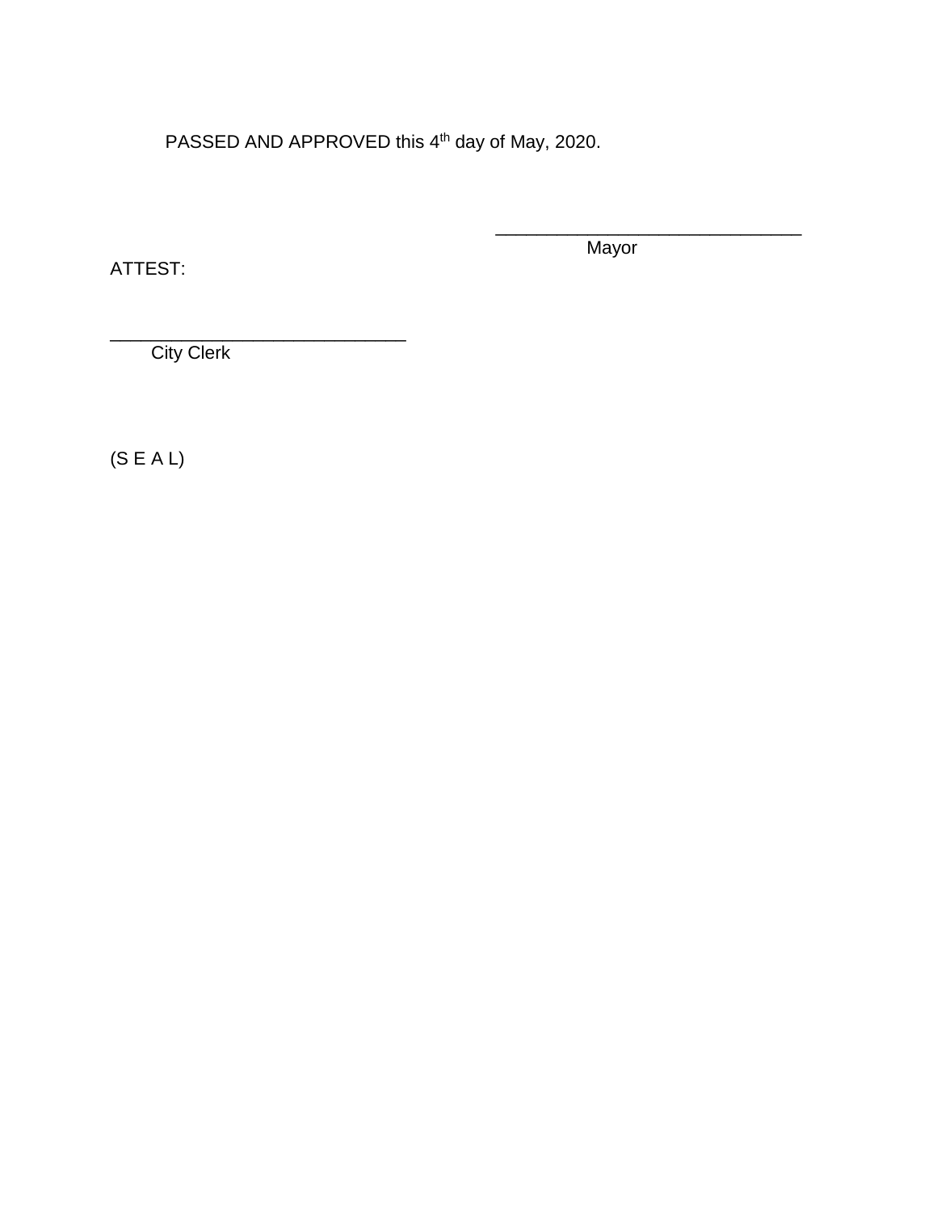PASSED AND APPROVED this 4th day of May, 2020.

\_\_\_\_\_\_\_\_\_\_\_\_\_\_\_\_\_\_\_\_\_\_\_\_\_\_\_\_\_\_\_

Mayor

ATTEST:

\_\_\_\_\_\_\_\_\_\_\_\_\_\_\_\_\_\_\_\_\_\_\_\_\_\_\_\_\_\_\_

City Clerk

(S E A L)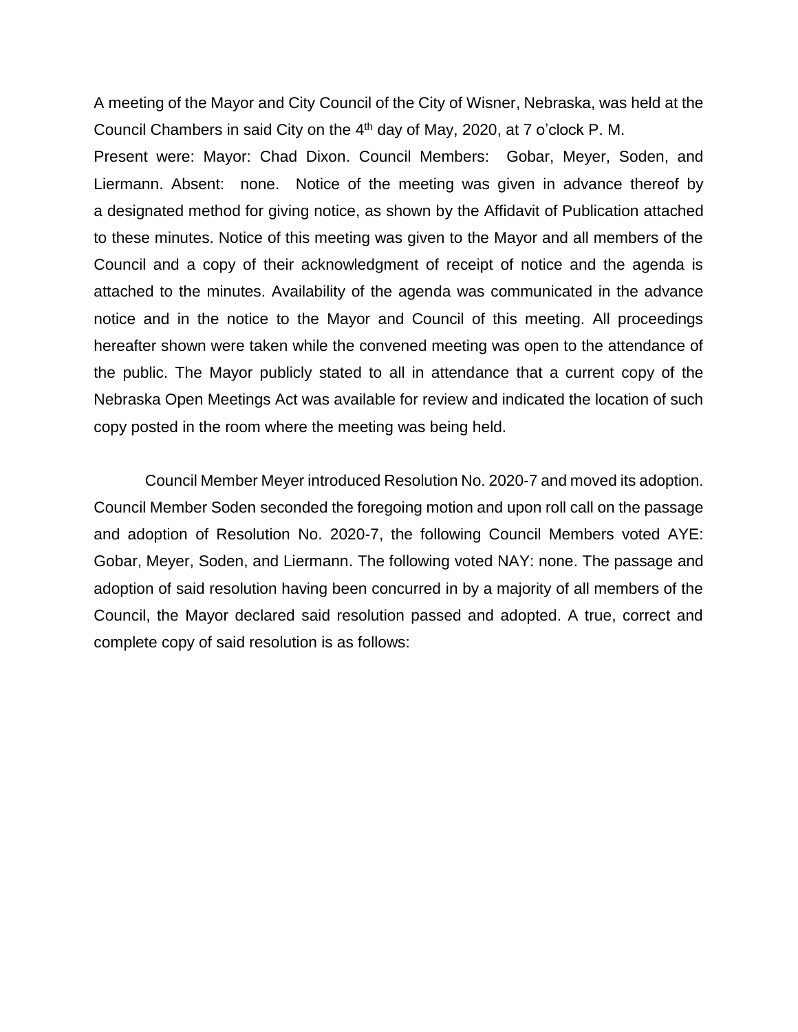A meeting of the Mayor and City Council of the City of Wisner, Nebraska, was held at the Council Chambers in said City on the 4th day of May, 2020, at 7 o'clock P. M.

Present were: Mayor: Chad Dixon. Council Members: Gobar, Meyer, Soden, and Liermann. Absent: none. Notice of the meeting was given in advance thereof by a designated method for giving notice, as shown by the Affidavit of Publication attached to these minutes. Notice of this meeting was given to the Mayor and all members of the Council and a copy of their acknowledgment of receipt of notice and the agenda is attached to the minutes. Availability of the agenda was communicated in the advance notice and in the notice to the Mayor and Council of this meeting. All proceedings hereafter shown were taken while the convened meeting was open to the attendance of the public. The Mayor publicly stated to all in attendance that a current copy of the Nebraska Open Meetings Act was available for review and indicated the location of such copy posted in the room where the meeting was being held.

Council Member Meyer introduced Resolution No. 2020-7 and moved its adoption. Council Member Soden seconded the foregoing motion and upon roll call on the passage and adoption of Resolution No. 2020-7, the following Council Members voted AYE: Gobar, Meyer, Soden, and Liermann. The following voted NAY: none. The passage and adoption of said resolution having been concurred in by a majority of all members of the Council, the Mayor declared said resolution passed and adopted. A true, correct and complete copy of said resolution is as follows: